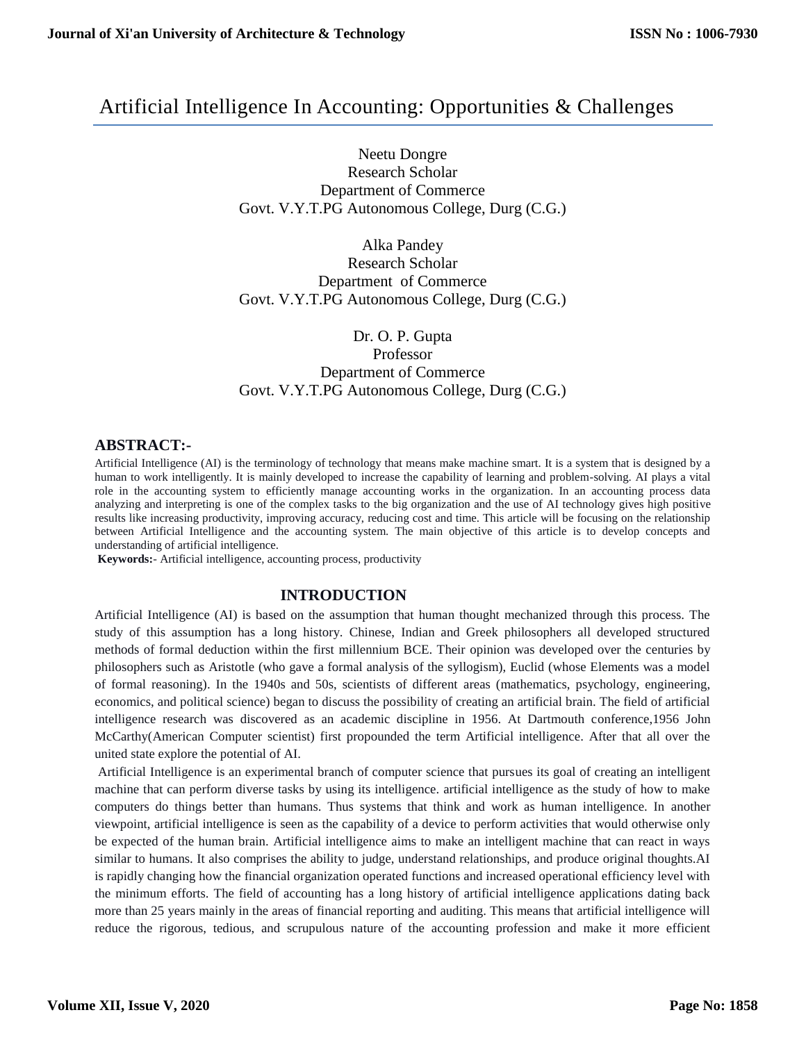# Artificial Intelligence In Accounting: Opportunities & Challenges

Neetu Dongre
Research Scholar
Department of Commerce
Govt. V.Y.T.PG Autonomous College, Durg (C.G.)

Alka Pandey
Research Scholar
Department of Commerce
Govt. V.Y.T.PG Autonomous College, Durg (C.G.)

Dr. O. P. Gupta
Professor
Department of Commerce
Govt. V.Y.T.PG Autonomous College, Durg (C.G.)

## ABSTRACT:-

Artificial Intelligence (AI) is the terminology of technology that means make machine smart. It is a system that is designed by a human to work intelligently. It is mainly developed to increase the capability of learning and problem-solving. AI plays a vital role in the accounting system to efficiently manage accounting works in the organization. In an accounting process data analyzing and interpreting is one of the complex tasks to the big organization and the use of AI technology gives high positive results like increasing productivity, improving accuracy, reducing cost and time. This article will be focusing on the relationship between Artificial Intelligence and the accounting system. The main objective of this article is to develop concepts and understanding of artificial intelligence.

**Keywords:-** Artificial intelligence, accounting process, productivity

## INTRODUCTION

Artificial Intelligence (AI) is based on the assumption that human thought mechanized through this process. The study of this assumption has a long history. Chinese, Indian and Greek philosophers all developed structured methods of formal deduction within the first millennium BCE. Their opinion was developed over the centuries by philosophers such as Aristotle (who gave a formal analysis of the syllogism), Euclid (whose Elements was a model of formal reasoning). In the 1940s and 50s, scientists of different areas (mathematics, psychology, engineering, economics, and political science) began to discuss the possibility of creating an artificial brain. The field of artificial intelligence research was discovered as an academic discipline in 1956. At Dartmouth conference,1956 John McCarthy(American Computer scientist) first propounded the term Artificial intelligence. After that all over the united state explore the potential of AI.

Artificial Intelligence is an experimental branch of computer science that pursues its goal of creating an intelligent machine that can perform diverse tasks by using its intelligence. artificial intelligence as the study of how to make computers do things better than humans. Thus systems that think and work as human intelligence. In another viewpoint, artificial intelligence is seen as the capability of a device to perform activities that would otherwise only be expected of the human brain. Artificial intelligence aims to make an intelligent machine that can react in ways similar to humans. It also comprises the ability to judge, understand relationships, and produce original thoughts.AI is rapidly changing how the financial organization operated functions and increased operational efficiency level with the minimum efforts. The field of accounting has a long history of artificial intelligence applications dating back more than 25 years mainly in the areas of financial reporting and auditing. This means that artificial intelligence will reduce the rigorous, tedious, and scrupulous nature of the accounting profession and make it more efficient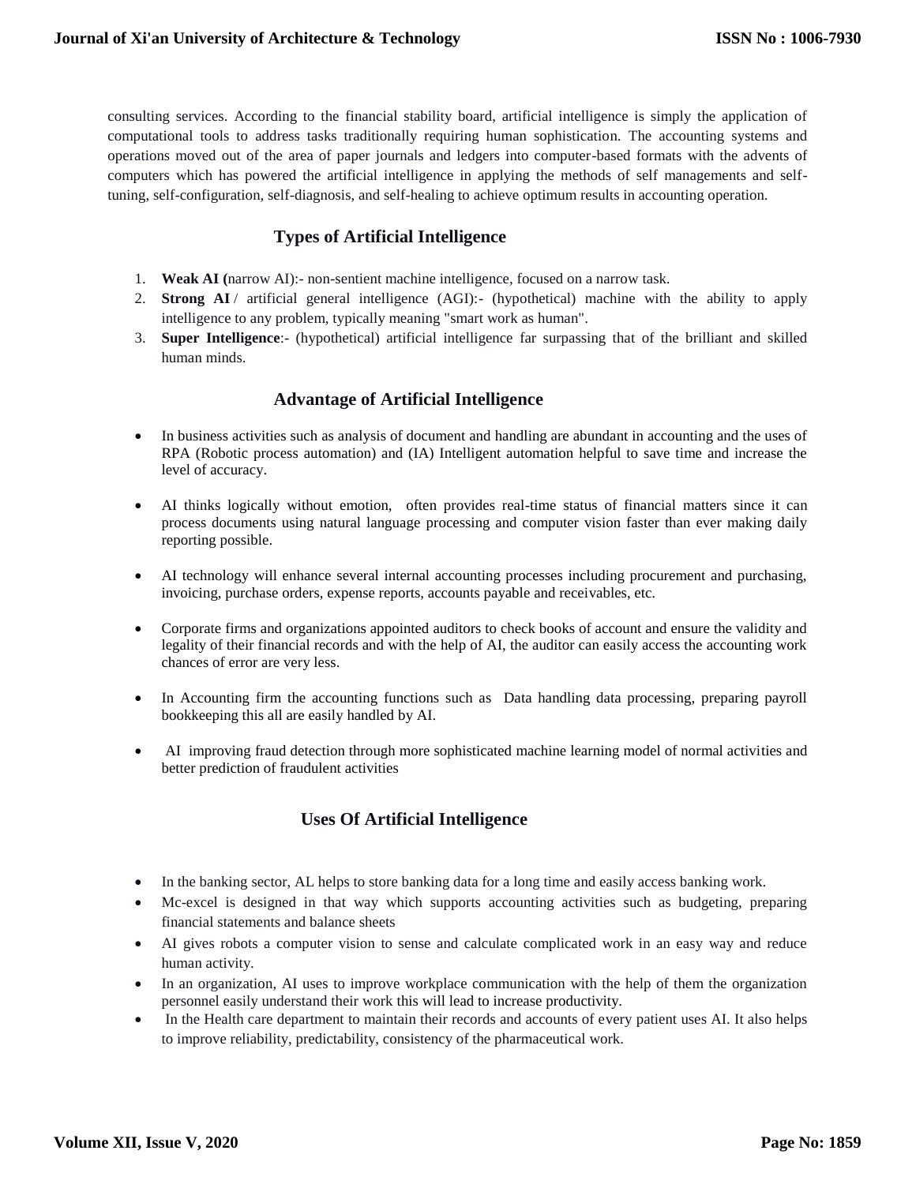consulting services. According to the financial stability board, artificial intelligence is simply the application of computational tools to address tasks traditionally requiring human sophistication. The accounting systems and operations moved out of the area of paper journals and ledgers into computer-based formats with the advents of computers which has powered the artificial intelligence in applying the methods of self managements and self-tuning, self-configuration, self-diagnosis, and self-healing to achieve optimum results in accounting operation.

## Types of Artificial Intelligence

1. **Weak AI (**narrow AI):- non-sentient machine intelligence, focused on a narrow task.
2. **Strong AI** / artificial general intelligence (AGI):- (hypothetical) machine with the ability to apply intelligence to any problem, typically meaning "smart work as human".
3. **Super Intelligence**:- (hypothetical) artificial intelligence far surpassing that of the brilliant and skilled human minds.

## Advantage of Artificial Intelligence

- In business activities such as analysis of document and handling are abundant in accounting and the uses of RPA (Robotic process automation) and (IA) Intelligent automation helpful to save time and increase the level of accuracy.

- AI thinks logically without emotion, often provides real-time status of financial matters since it can process documents using natural language processing and computer vision faster than ever making daily reporting possible.

- AI technology will enhance several internal accounting processes including procurement and purchasing, invoicing, purchase orders, expense reports, accounts payable and receivables, etc.

- Corporate firms and organizations appointed auditors to check books of account and ensure the validity and legality of their financial records and with the help of AI, the auditor can easily access the accounting work chances of error are very less.

- In Accounting firm the accounting functions such as Data handling data processing, preparing payroll bookkeeping this all are easily handled by AI.

- AI improving fraud detection through more sophisticated machine learning model of normal activities and better prediction of fraudulent activities

## Uses Of Artificial Intelligence

- In the banking sector, AL helps to store banking data for a long time and easily access banking work.
- Mc-excel is designed in that way which supports accounting activities such as budgeting, preparing financial statements and balance sheets
- AI gives robots a computer vision to sense and calculate complicated work in an easy way and reduce human activity.
- In an organization, AI uses to improve workplace communication with the help of them the organization personnel easily understand their work this will lead to increase productivity.
- In the Health care department to maintain their records and accounts of every patient uses AI. It also helps to improve reliability, predictability, consistency of the pharmaceutical work.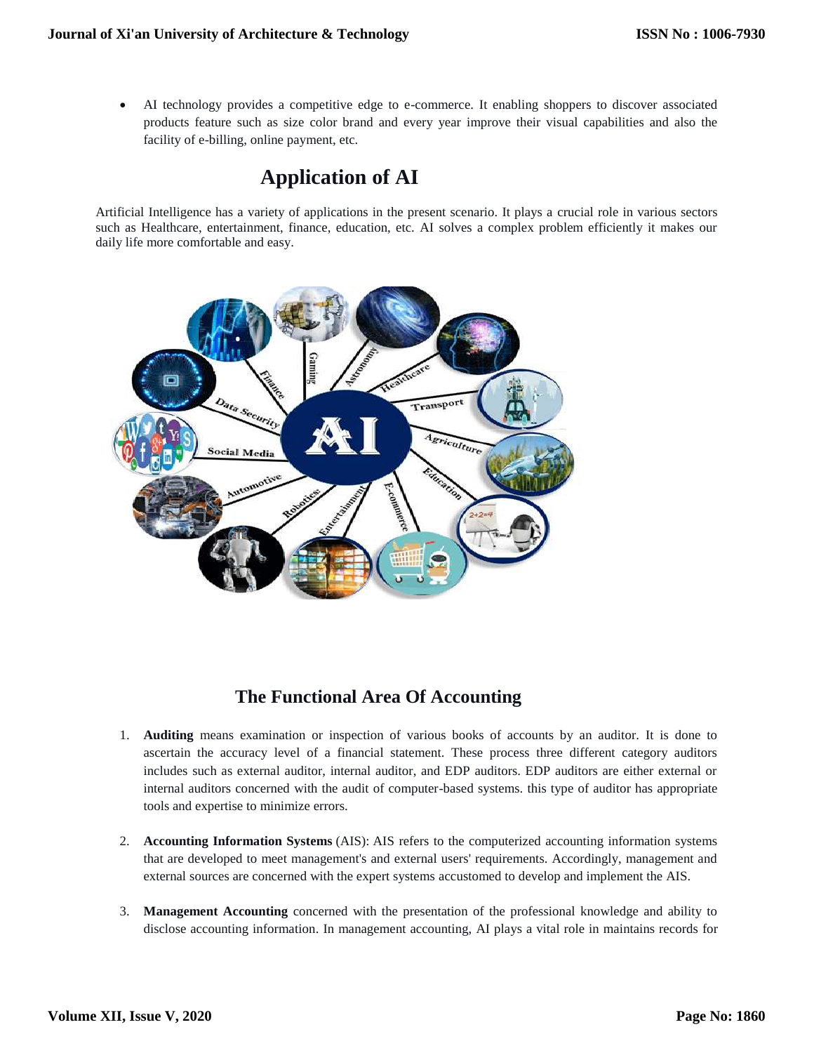- AI technology provides a competitive edge to e-commerce. It enabling shoppers to discover associated products feature such as size color brand and every year improve their visual capabilities and also the facility of e-billing, online payment, etc.

# Application of AI

Artificial Intelligence has a variety of applications in the present scenario. It plays a crucial role in various sectors such as Healthcare, entertainment, finance, education, etc. AI solves a complex problem efficiently it makes our daily life more comfortable and easy.

## The Functional Area Of Accounting

1. **Auditing** means examination or inspection of various books of accounts by an auditor. It is done to ascertain the accuracy level of a financial statement. These process three different category auditors includes such as external auditor, internal auditor, and EDP auditors. EDP auditors are either external or internal auditors concerned with the audit of computer-based systems. this type of auditor has appropriate tools and expertise to minimize errors.

2. **Accounting Information Systems** (AIS): AIS refers to the computerized accounting information systems that are developed to meet management's and external users' requirements. Accordingly, management and external sources are concerned with the expert systems accustomed to develop and implement the AIS.

3. **Management Accounting** concerned with the presentation of the professional knowledge and ability to disclose accounting information. In management accounting, AI plays a vital role in maintains records for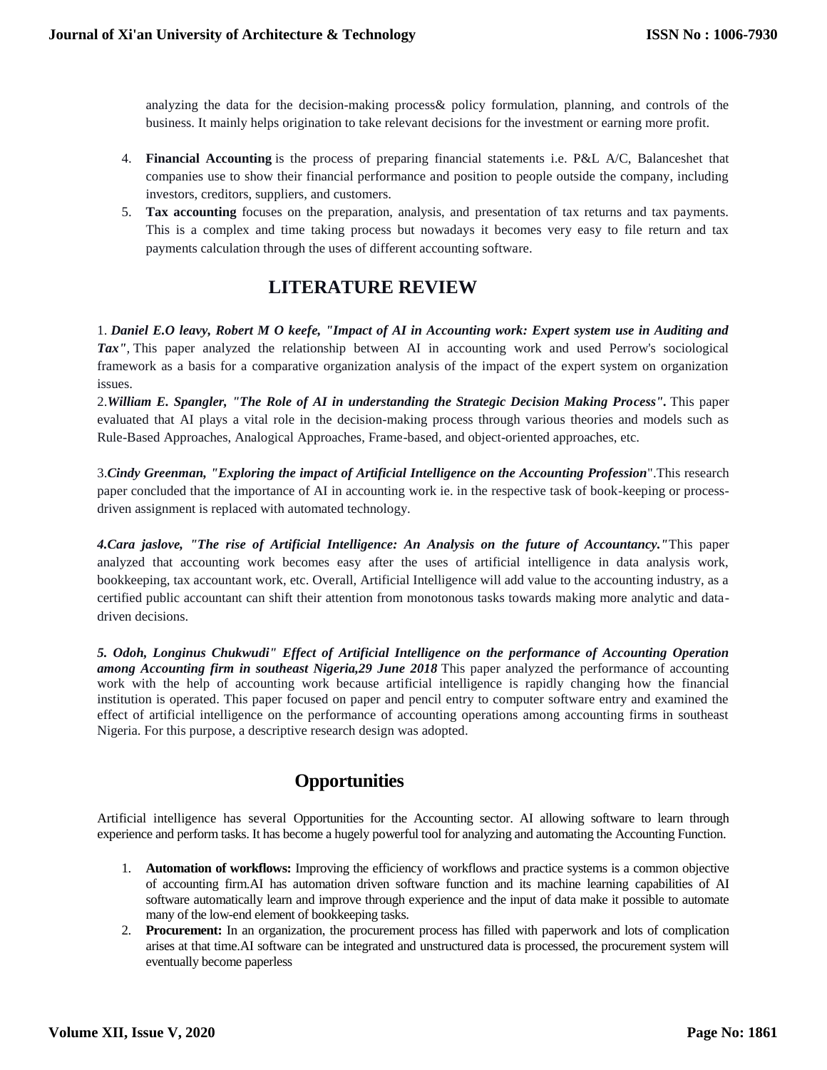analyzing the data for the decision-making process& policy formulation, planning, and controls of the business. It mainly helps origination to take relevant decisions for the investment or earning more profit.

4. **Financial Accounting** is the process of preparing financial statements i.e. P&L A/C, Balanceshet that companies use to show their financial performance and position to people outside the company, including investors, creditors, suppliers, and customers.
5. **Tax accounting** focuses on the preparation, analysis, and presentation of tax returns and tax payments. This is a complex and time taking process but nowadays it becomes very easy to file return and tax payments calculation through the uses of different accounting software.

## LITERATURE REVIEW

1. ***Daniel E.O leavy, Robert M O keefe, "Impact of AI in Accounting work: Expert system use in Auditing and Tax"***, This paper analyzed the relationship between AI in accounting work and used Perrow's sociological framework as a basis for a comparative organization analysis of the impact of the expert system on organization issues.
2.***William E. Spangler, "The Role of AI in understanding the Strategic Decision Making Process".*** This paper evaluated that AI plays a vital role in the decision-making process through various theories and models such as Rule-Based Approaches, Analogical Approaches, Frame-based, and object-oriented approaches, etc.

3.***Cindy Greenman, "Exploring the impact of Artificial Intelligence on the Accounting Profession***".This research paper concluded that the importance of AI in accounting work ie. in the respective task of book-keeping or process-driven assignment is replaced with automated technology.

***4.Cara jaslove, "The rise of Artificial Intelligence: An Analysis on the future of Accountancy."***This paper analyzed that accounting work becomes easy after the uses of artificial intelligence in data analysis work, bookkeeping, tax accountant work, etc. Overall, Artificial Intelligence will add value to the accounting industry, as a certified public accountant can shift their attention from monotonous tasks towards making more analytic and data-driven decisions.

***5. Odoh, Longinus Chukwudi" Effect of Artificial Intelligence on the performance of Accounting Operation among Accounting firm in southeast Nigeria,29 June 2018*** This paper analyzed the performance of accounting work with the help of accounting work because artificial intelligence is rapidly changing how the financial institution is operated. This paper focused on paper and pencil entry to computer software entry and examined the effect of artificial intelligence on the performance of accounting operations among accounting firms in southeast Nigeria. For this purpose, a descriptive research design was adopted.

## Opportunities

Artificial intelligence has several Opportunities for the Accounting sector. AI allowing software to learn through experience and perform tasks. It has become a hugely powerful tool for analyzing and automating the Accounting Function.

1. **Automation of workflows:** Improving the efficiency of workflows and practice systems is a common objective of accounting firm.AI has automation driven software function and its machine learning capabilities of AI software automatically learn and improve through experience and the input of data make it possible to automate many of the low-end element of bookkeeping tasks.
2. **Procurement:** In an organization, the procurement process has filled with paperwork and lots of complication arises at that time.AI software can be integrated and unstructured data is processed, the procurement system will eventually become paperless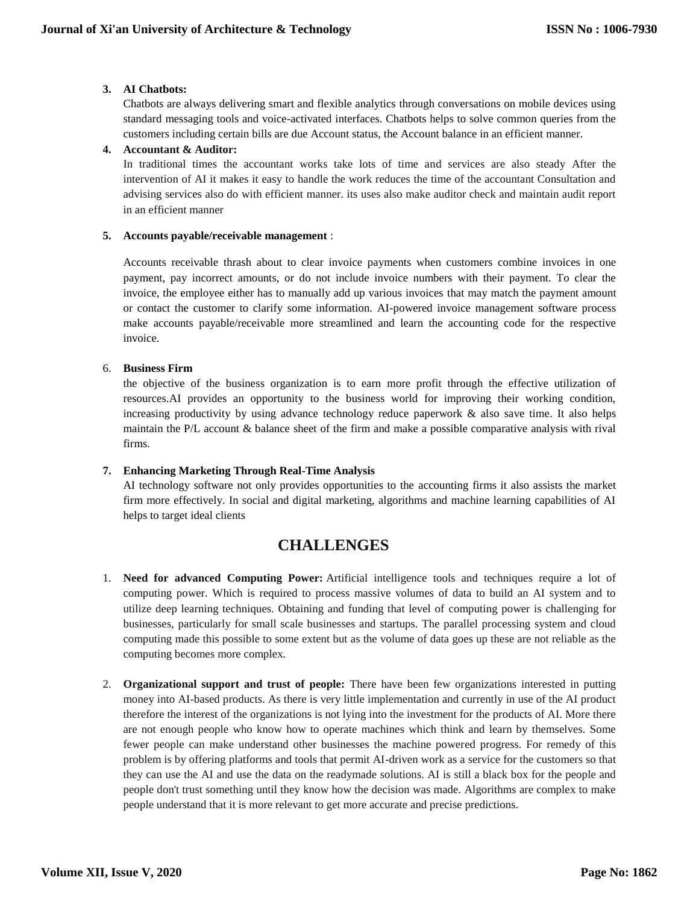3. **AI Chatbots:**
   Chatbots are always delivering smart and flexible analytics through conversations on mobile devices using standard messaging tools and voice-activated interfaces. Chatbots helps to solve common queries from the customers including certain bills are due Account status, the Account balance in an efficient manner.

4. **Accountant & Auditor:**
   In traditional times the accountant works take lots of time and services are also steady After the intervention of AI it makes it easy to handle the work reduces the time of the accountant Consultation and advising services also do with efficient manner. its uses also make auditor check and maintain audit report in an efficient manner

5. **Accounts payable/receivable management** :

   Accounts receivable thrash about to clear invoice payments when customers combine invoices in one payment, pay incorrect amounts, or do not include invoice numbers with their payment. To clear the invoice, the employee either has to manually add up various invoices that may match the payment amount or contact the customer to clarify some information. AI-powered invoice management software process make accounts payable/receivable more streamlined and learn the accounting code for the respective invoice.

6. **Business Firm**
   the objective of the business organization is to earn more profit through the effective utilization of resources.AI provides an opportunity to the business world for improving their working condition, increasing productivity by using advance technology reduce paperwork & also save time. It also helps maintain the P/L account & balance sheet of the firm and make a possible comparative analysis with rival firms.

7. **Enhancing Marketing Through Real-Time Analysis**
   AI technology software not only provides opportunities to the accounting firms it also assists the market firm more effectively. In social and digital marketing, algorithms and machine learning capabilities of AI helps to target ideal clients

## CHALLENGES

1. **Need for advanced Computing Power:** Artificial intelligence tools and techniques require a lot of computing power. Which is required to process massive volumes of data to build an AI system and to utilize deep learning techniques. Obtaining and funding that level of computing power is challenging for businesses, particularly for small scale businesses and startups. The parallel processing system and cloud computing made this possible to some extent but as the volume of data goes up these are not reliable as the computing becomes more complex.

2. **Organizational support and trust of people:** There have been few organizations interested in putting money into AI-based products. As there is very little implementation and currently in use of the AI product therefore the interest of the organizations is not lying into the investment for the products of AI. More there are not enough people who know how to operate machines which think and learn by themselves. Some fewer people can make understand other businesses the machine powered progress. For remedy of this problem is by offering platforms and tools that permit AI-driven work as a service for the customers so that they can use the AI and use the data on the readymade solutions. AI is still a black box for the people and people don't trust something until they know how the decision was made. Algorithms are complex to make people understand that it is more relevant to get more accurate and precise predictions.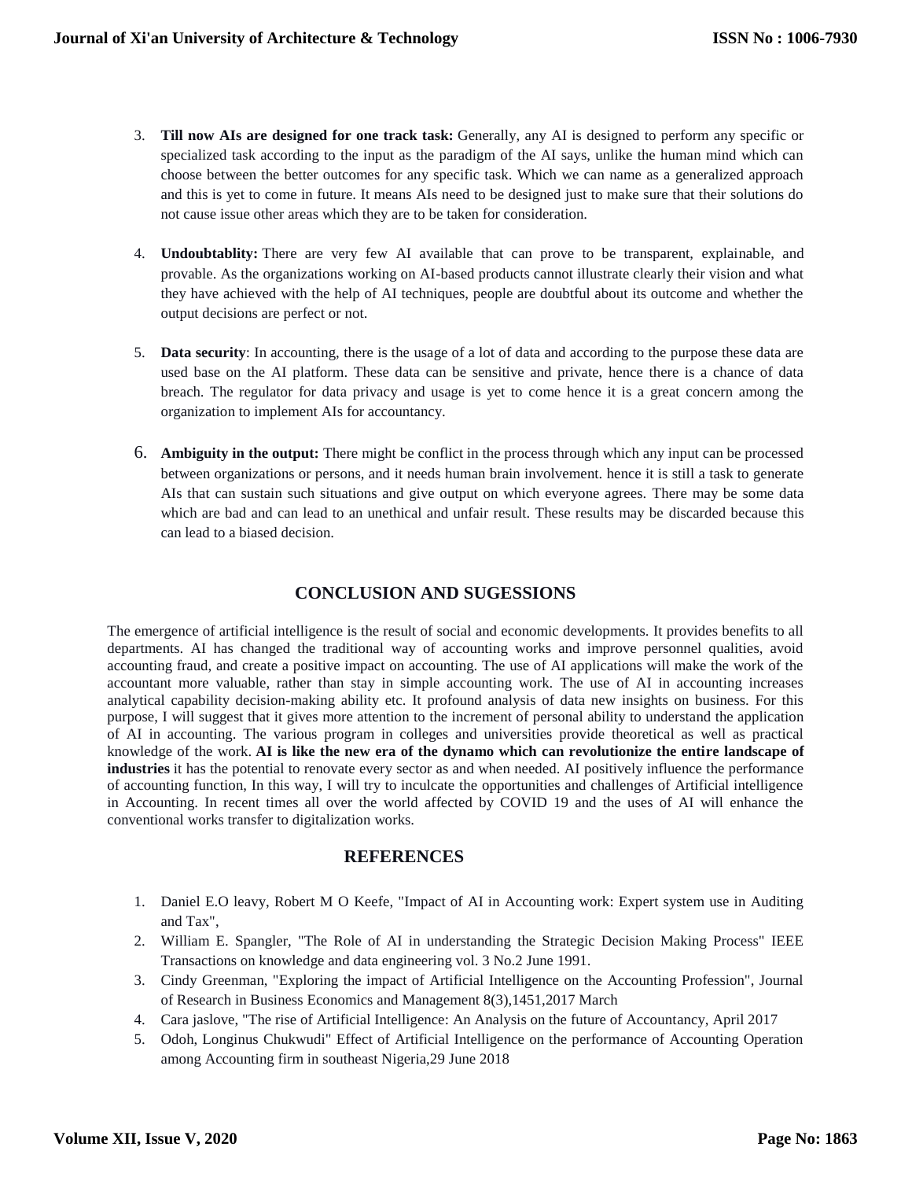3. **Till now AIs are designed for one track task:** Generally, any AI is designed to perform any specific or specialized task according to the input as the paradigm of the AI says, unlike the human mind which can choose between the better outcomes for any specific task. Which we can name as a generalized approach and this is yet to come in future. It means AIs need to be designed just to make sure that their solutions do not cause issue other areas which they are to be taken for consideration.

4. **Undoubtablity:** There are very few AI available that can prove to be transparent, explainable, and provable. As the organizations working on AI-based products cannot illustrate clearly their vision and what they have achieved with the help of AI techniques, people are doubtful about its outcome and whether the output decisions are perfect or not.

5. **Data security**: In accounting, there is the usage of a lot of data and according to the purpose these data are used base on the AI platform. These data can be sensitive and private, hence there is a chance of data breach. The regulator for data privacy and usage is yet to come hence it is a great concern among the organization to implement AIs for accountancy.

6. **Ambiguity in the output:** There might be conflict in the process through which any input can be processed between organizations or persons, and it needs human brain involvement. hence it is still a task to generate AIs that can sustain such situations and give output on which everyone agrees. There may be some data which are bad and can lead to an unethical and unfair result. These results may be discarded because this can lead to a biased decision.

## CONCLUSION AND SUGESSIONS

The emergence of artificial intelligence is the result of social and economic developments. It provides benefits to all departments. AI has changed the traditional way of accounting works and improve personnel qualities, avoid accounting fraud, and create a positive impact on accounting. The use of AI applications will make the work of the accountant more valuable, rather than stay in simple accounting work. The use of AI in accounting increases analytical capability decision-making ability etc. It profound analysis of data new insights on business. For this purpose, I will suggest that it gives more attention to the increment of personal ability to understand the application of AI in accounting. The various program in colleges and universities provide theoretical as well as practical knowledge of the work. **AI is like the new era of the dynamo which can revolutionize the entire landscape of industries** it has the potential to renovate every sector as and when needed. AI positively influence the performance of accounting function, In this way, I will try to inculcate the opportunities and challenges of Artificial intelligence in Accounting. In recent times all over the world affected by COVID 19 and the uses of AI will enhance the conventional works transfer to digitalization works.

## REFERENCES

1. Daniel E.O leavy, Robert M O Keefe, "Impact of AI in Accounting work: Expert system use in Auditing and Tax",
2. William E. Spangler, "The Role of AI in understanding the Strategic Decision Making Process" IEEE Transactions on knowledge and data engineering vol. 3 No.2 June 1991.
3. Cindy Greenman, "Exploring the impact of Artificial Intelligence on the Accounting Profession", Journal of Research in Business Economics and Management 8(3),1451,2017 March
4. Cara jaslove, "The rise of Artificial Intelligence: An Analysis on the future of Accountancy, April 2017
5. Odoh, Longinus Chukwudi" Effect of Artificial Intelligence on the performance of Accounting Operation among Accounting firm in southeast Nigeria,29 June 2018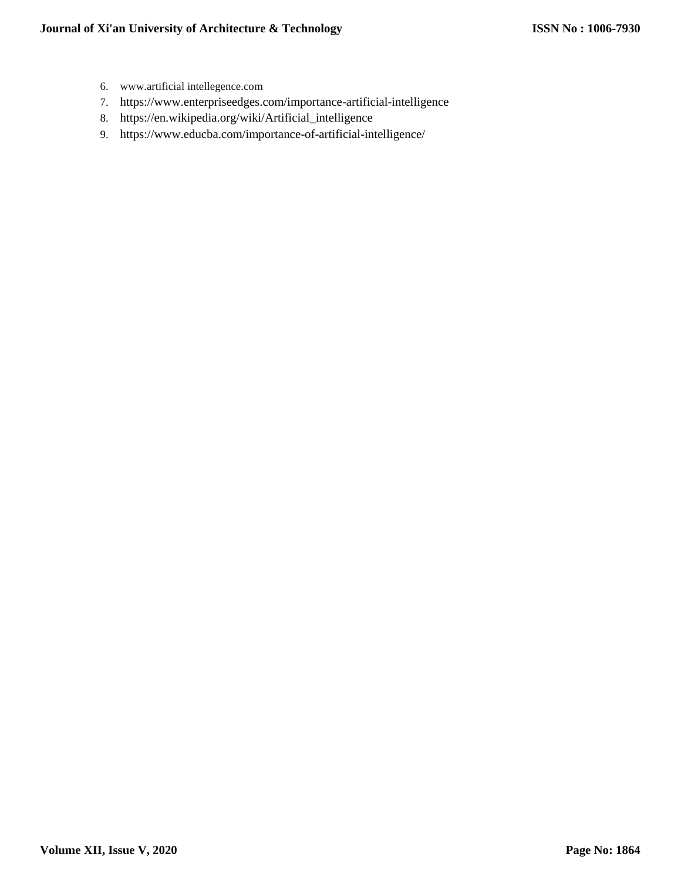6. www.artificial intellegence.com
7. https://www.enterpriseedges.com/importance-artificial-intelligence
8. https://en.wikipedia.org/wiki/Artificial_intelligence
9. https://www.educba.com/importance-of-artificial-intelligence/